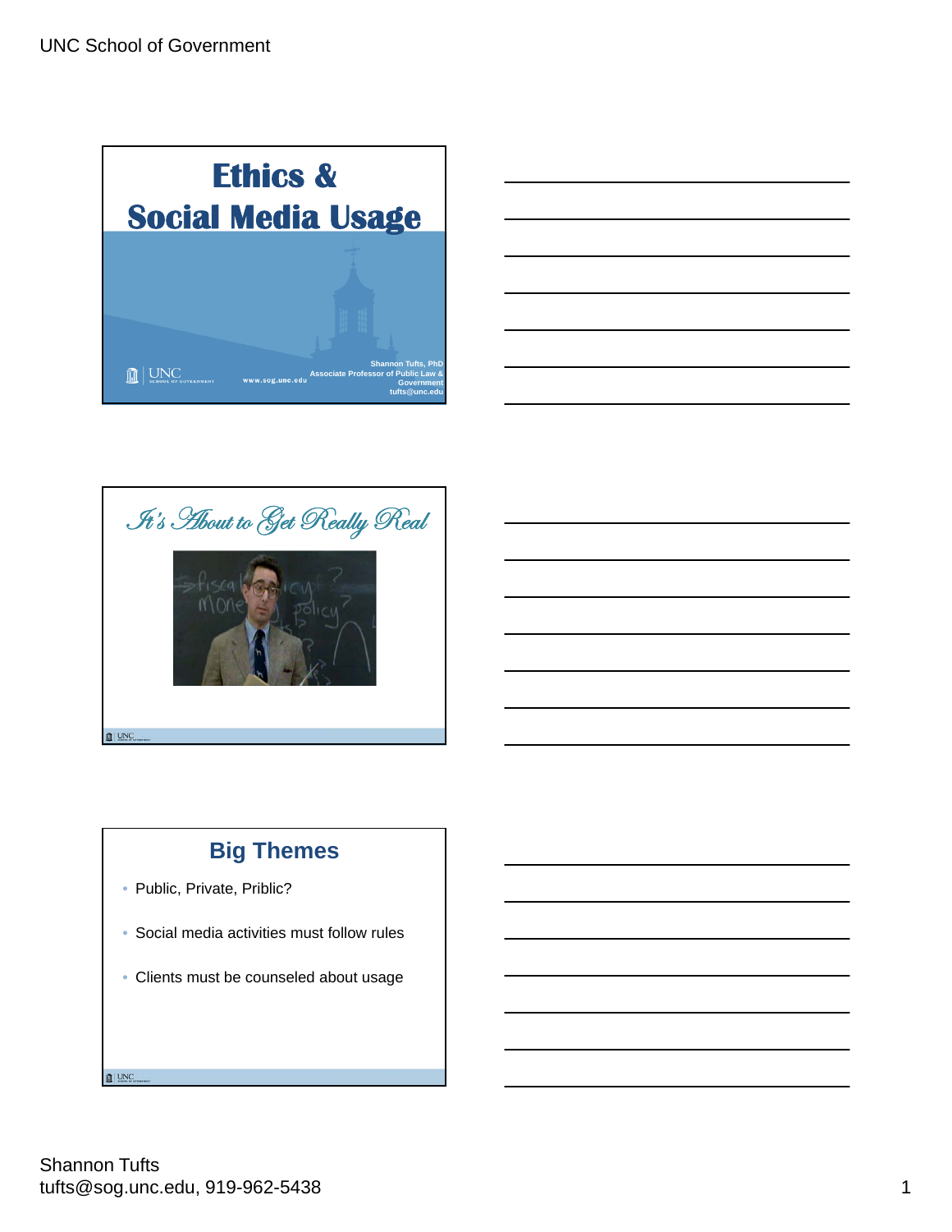# Ethics & Social Media Usage

Shannon Tufts, PhD
Associate Professor of Public Law & Government
tufts@unc.edu

www.sog.unc.edu

## It's About to Get Really Real

## Big Themes

- Public, Private, Priblic?
- Social media activities must follow rules
- Clients must be counseled about usage

Shannon Tufts
tufts@sog.unc.edu, 919-962-5438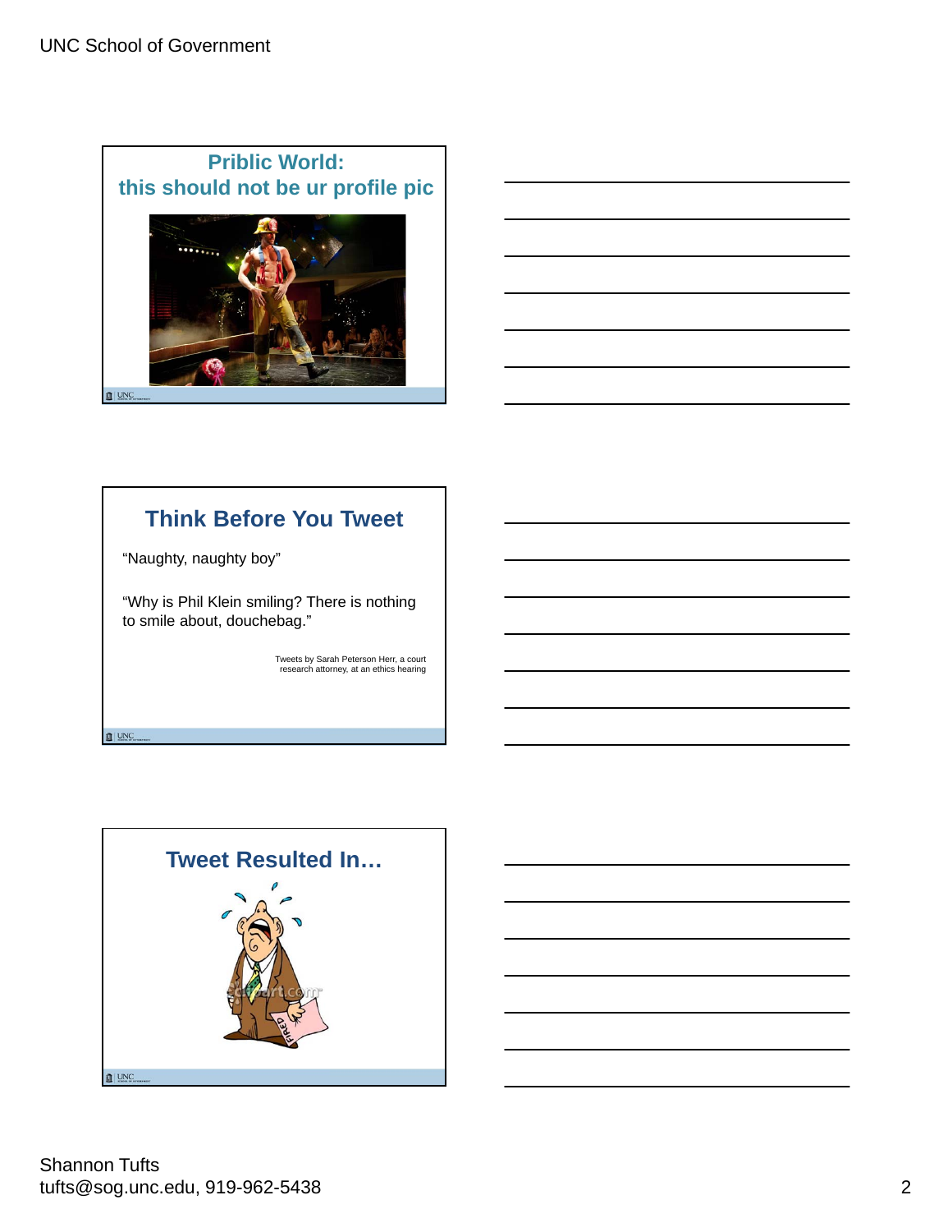## Priblic World: this should not be ur profile pic

## Think Before You Tweet

"Naughty, naughty boy"

"Why is Phil Klein smiling? There is nothing to smile about, douchebag."

Tweets by Sarah Peterson Herr, a court research attorney, at an ethics hearing

## Tweet Resulted In…

FIRED

Shannon Tufts
tufts@sog.unc.edu, 919-962-5438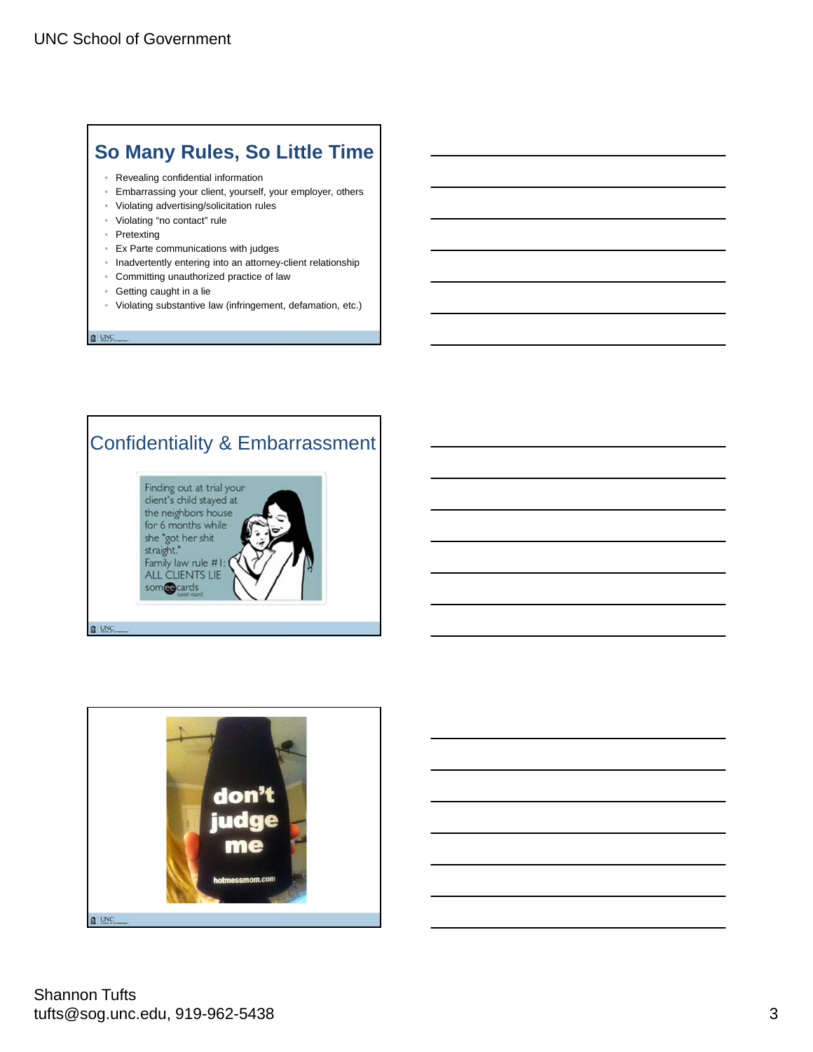## So Many Rules, So Little Time

- Revealing confidential information
- Embarrassing your client, yourself, your employer, others
- Violating advertising/solicitation rules
- Violating "no contact" rule
- Pretexting
- Ex Parte communications with judges
- Inadvertently entering into an attorney-client relationship
- Committing unauthorized practice of law
- Getting caught in a lie
- Violating substantive law (infringement, defamation, etc.)

## Confidentiality & Embarrassment

Finding out at trial your client's child stayed at the neighbors house for 6 months while she "got her shit straight." Family law rule #1: ALL CLIENTS LIE

someecards

don't judge me

hotmessmom.com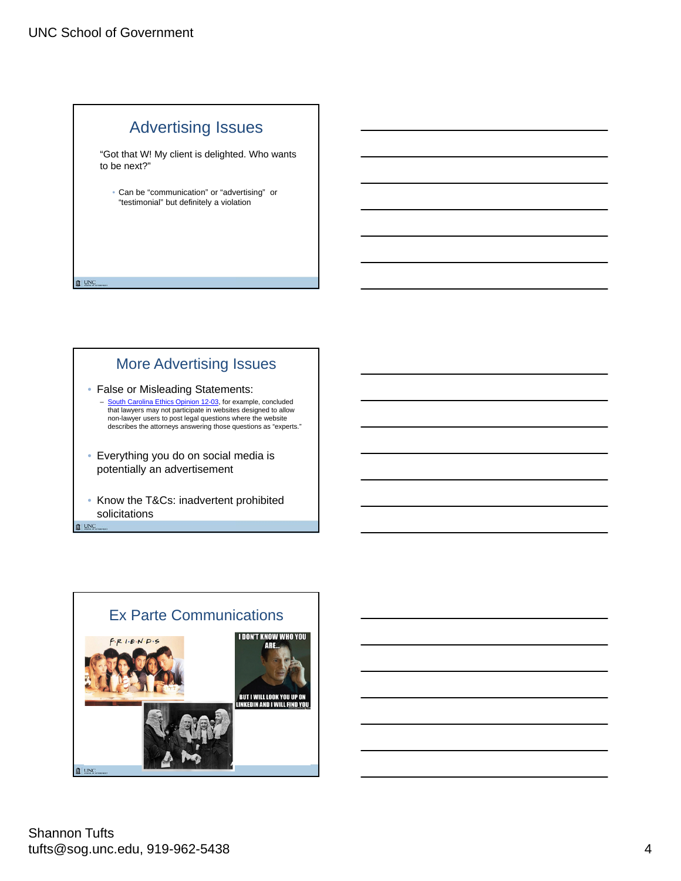## Advertising Issues

"Got that W! My client is delighted. Who wants to be next?"

- Can be "communication" or "advertising" or "testimonial" but definitely a violation

## More Advertising Issues

- False or Misleading Statements:
  - South Carolina Ethics Opinion 12-03, for example, concluded that lawyers may not participate in websites designed to allow non-lawyer users to post legal questions where the website describes the attorneys answering those questions as "experts."
- Everything you do on social media is potentially an advertisement
- Know the T&Cs: inadvertent prohibited solicitations

## Ex Parte Communications

F·R·I·E·N·D·S

I DON'T KNOW WHO YOU ARE... BUT I WILL LOOK YOU UP ON LINKEDIN AND I WILL FIND YOU

Shannon Tufts
tufts@sog.unc.edu, 919-962-5438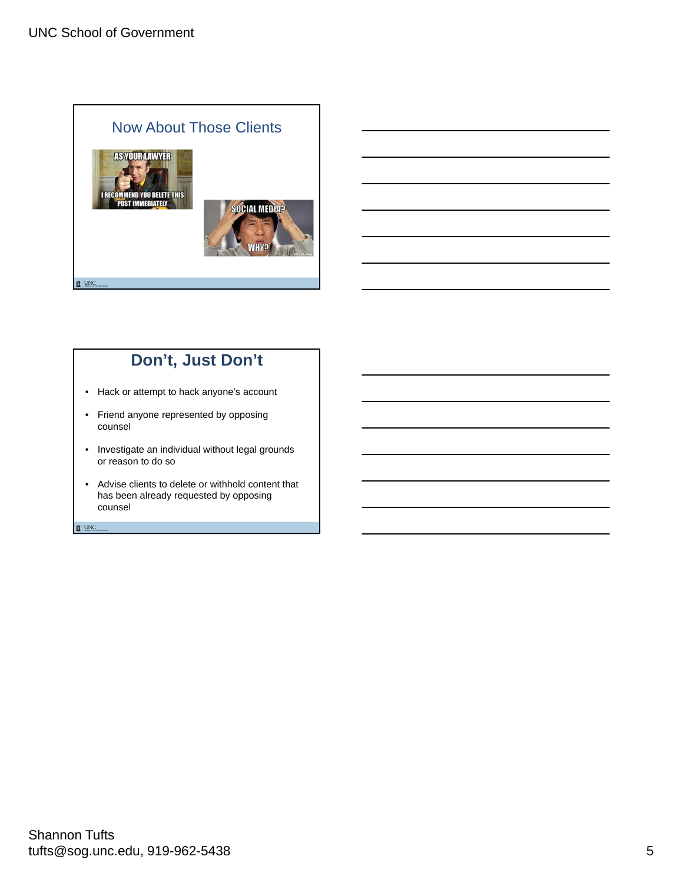## Now About Those Clients

## Don't, Just Don't

- Hack or attempt to hack anyone's account
- Friend anyone represented by opposing counsel
- Investigate an individual without legal grounds or reason to do so
- Advise clients to delete or withhold content that has been already requested by opposing counsel